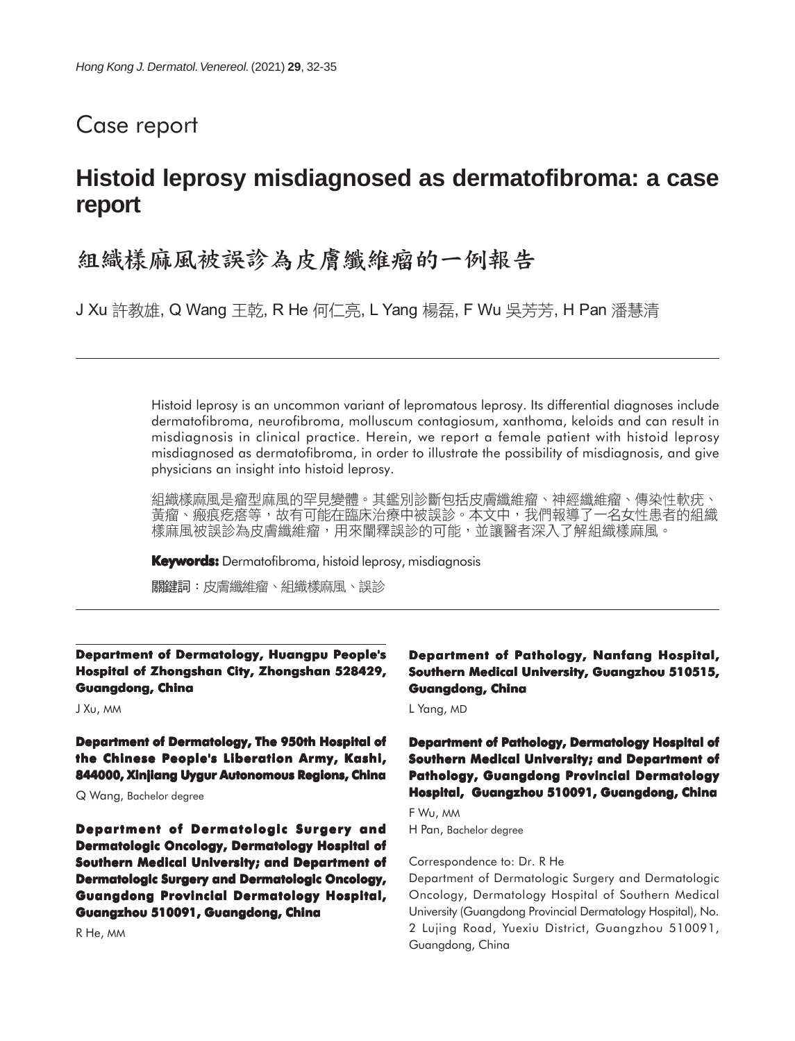Case report

# Histoid leprosy misdiagnosed as dermatofibroma: a case report

# 組織樣麻風被誤診為皮膚纖維瘤的一例報告

J Xu 許教雄, Q Wang 王乾, R He 何仁亮, L Yang 楊磊, F Wu 吳芳芳, H Pan 潘慧清

---

Histoid leprosy is an uncommon variant of lepromatous leprosy. Its differential diagnoses include dermatofibroma, neurofibroma, molluscum contagiosum, xanthoma, keloids and can result in misdiagnosis in clinical practice. Herein, we report a female patient with histoid leprosy misdiagnosed as dermatofibroma, in order to illustrate the possibility of misdiagnosis, and give physicians an insight into histoid leprosy.

組織樣麻風是瘤型麻風的罕見變體。其鑑別診斷包括皮膚纖維瘤、神經纖維瘤、傳染性軟疣、黃瘤、瘢痕疙瘩等，故有可能在臨床治療中被誤診。本文中，我們報導了一名女性患者的組織樣麻風被誤診為皮膚纖維瘤，用來闡釋誤診的可能，並讓醫者深入了解組織樣麻風。

**Keywords:** Dermatofibroma, histoid leprosy, misdiagnosis

**關鍵詞**：皮膚纖維瘤、組織樣麻風、誤診

---

**Department of Dermatology, Huangpu People's Hospital of Zhongshan City, Zhongshan 528429, Guangdong, China**

J Xu, MM

**Department of Dermatology, The 950th Hospital of the Chinese People's Liberation Army, Kashi, 844000, Xinjiang Uygur Autonomous Regions, China**

Q Wang, Bachelor degree

**Department of Dermatologic Surgery and Dermatologic Oncology, Dermatology Hospital of Southern Medical University; and Department of Dermatologic Surgery and Dermatologic Oncology, Guangdong Provincial Dermatology Hospital, Guangzhou 510091, Guangdong, China**

R He, MM

**Department of Pathology, Nanfang Hospital, Southern Medical University, Guangzhou 510515, Guangdong, China**

L Yang, MD

**Department of Pathology, Dermatology Hospital of Southern Medical University; and Department of Pathology, Guangdong Provincial Dermatology Hospital, Guangzhou 510091, Guangdong, China**

F Wu, MM
H Pan, Bachelor degree

Correspondence to: Dr. R He

Department of Dermatologic Surgery and Dermatologic Oncology, Dermatology Hospital of Southern Medical University (Guangdong Provincial Dermatology Hospital), No. 2 Lujing Road, Yuexiu District, Guangzhou 510091, Guangdong, China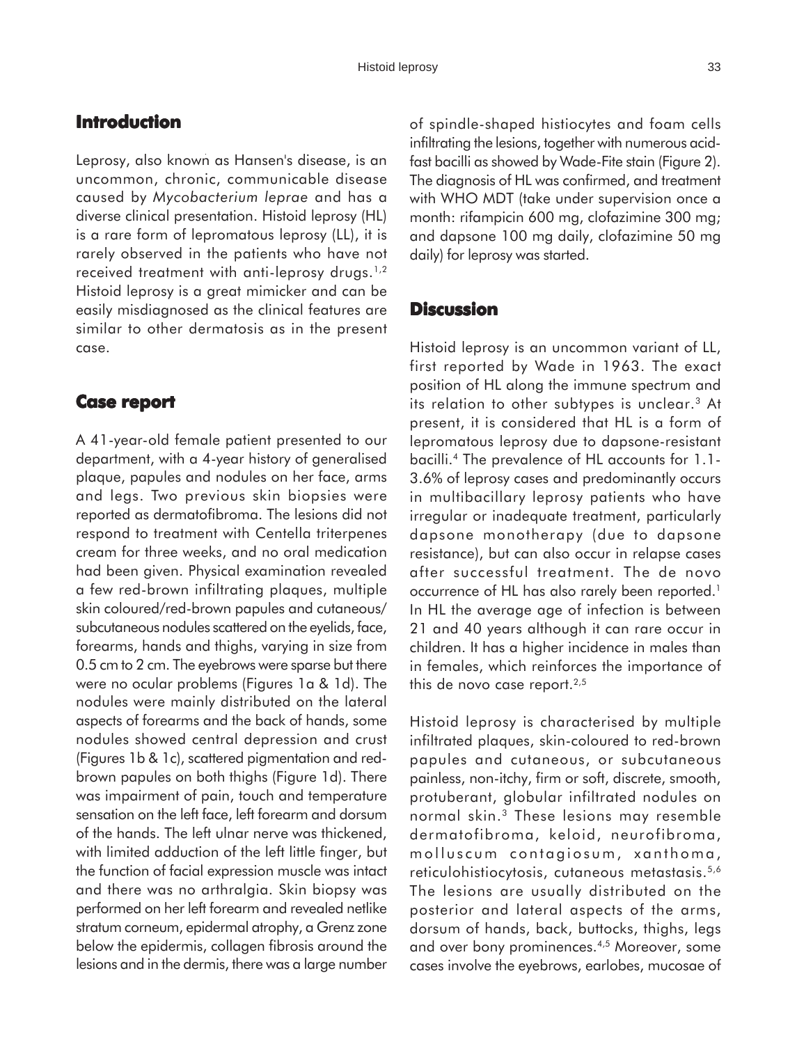## Introduction

Leprosy, also known as Hansen's disease, is an uncommon, chronic, communicable disease caused by *Mycobacterium leprae* and has a diverse clinical presentation. Histoid leprosy (HL) is a rare form of lepromatous leprosy (LL), it is rarely observed in the patients who have not received treatment with anti-leprosy drugs.[1,2] Histoid leprosy is a great mimicker and can be easily misdiagnosed as the clinical features are similar to other dermatosis as in the present case.

## Case report

A 41-year-old female patient presented to our department, with a 4-year history of generalised plaque, papules and nodules on her face, arms and legs. Two previous skin biopsies were reported as dermatofibroma. The lesions did not respond to treatment with Centella triterpenes cream for three weeks, and no oral medication had been given. Physical examination revealed a few red-brown infiltrating plaques, multiple skin coloured/red-brown papules and cutaneous/subcutaneous nodules scattered on the eyelids, face, forearms, hands and thighs, varying in size from 0.5 cm to 2 cm. The eyebrows were sparse but there were no ocular problems (Figures 1a & 1d). The nodules were mainly distributed on the lateral aspects of forearms and the back of hands, some nodules showed central depression and crust (Figures 1b & 1c), scattered pigmentation and red-brown papules on both thighs (Figure 1d). There was impairment of pain, touch and temperature sensation on the left face, left forearm and dorsum of the hands. The left ulnar nerve was thickened, with limited adduction of the left little finger, but the function of facial expression muscle was intact and there was no arthralgia. Skin biopsy was performed on her left forearm and revealed netlike stratum corneum, epidermal atrophy, a Grenz zone below the epidermis, collagen fibrosis around the lesions and in the dermis, there was a large number of spindle-shaped histiocytes and foam cells infiltrating the lesions, together with numerous acid-fast bacilli as showed by Wade-Fite stain (Figure 2). The diagnosis of HL was confirmed, and treatment with WHO MDT (take under supervision once a month: rifampicin 600 mg, clofazimine 300 mg; and dapsone 100 mg daily, clofazimine 50 mg daily) for leprosy was started.

## Discussion

Histoid leprosy is an uncommon variant of LL, first reported by Wade in 1963. The exact position of HL along the immune spectrum and its relation to other subtypes is unclear.[3] At present, it is considered that HL is a form of lepromatous leprosy due to dapsone-resistant bacilli.[4] The prevalence of HL accounts for 1.1-3.6% of leprosy cases and predominantly occurs in multibacillary leprosy patients who have irregular or inadequate treatment, particularly dapsone monotherapy (due to dapsone resistance), but can also occur in relapse cases after successful treatment. The de novo occurrence of HL has also rarely been reported.[1] In HL the average age of infection is between 21 and 40 years although it can rare occur in children. It has a higher incidence in males than in females, which reinforces the importance of this de novo case report.[2,5]

Histoid leprosy is characterised by multiple infiltrated plaques, skin-coloured to red-brown papules and cutaneous, or subcutaneous painless, non-itchy, firm or soft, discrete, smooth, protuberant, globular infiltrated nodules on normal skin.[3] These lesions may resemble dermatofibroma, keloid, neurofibroma, molluscum contagiosum, xanthoma, reticulohistiocytosis, cutaneous metastasis.[5,6] The lesions are usually distributed on the posterior and lateral aspects of the arms, dorsum of hands, back, buttocks, thighs, legs and over bony prominences.[4,5] Moreover, some cases involve the eyebrows, earlobes, mucosae of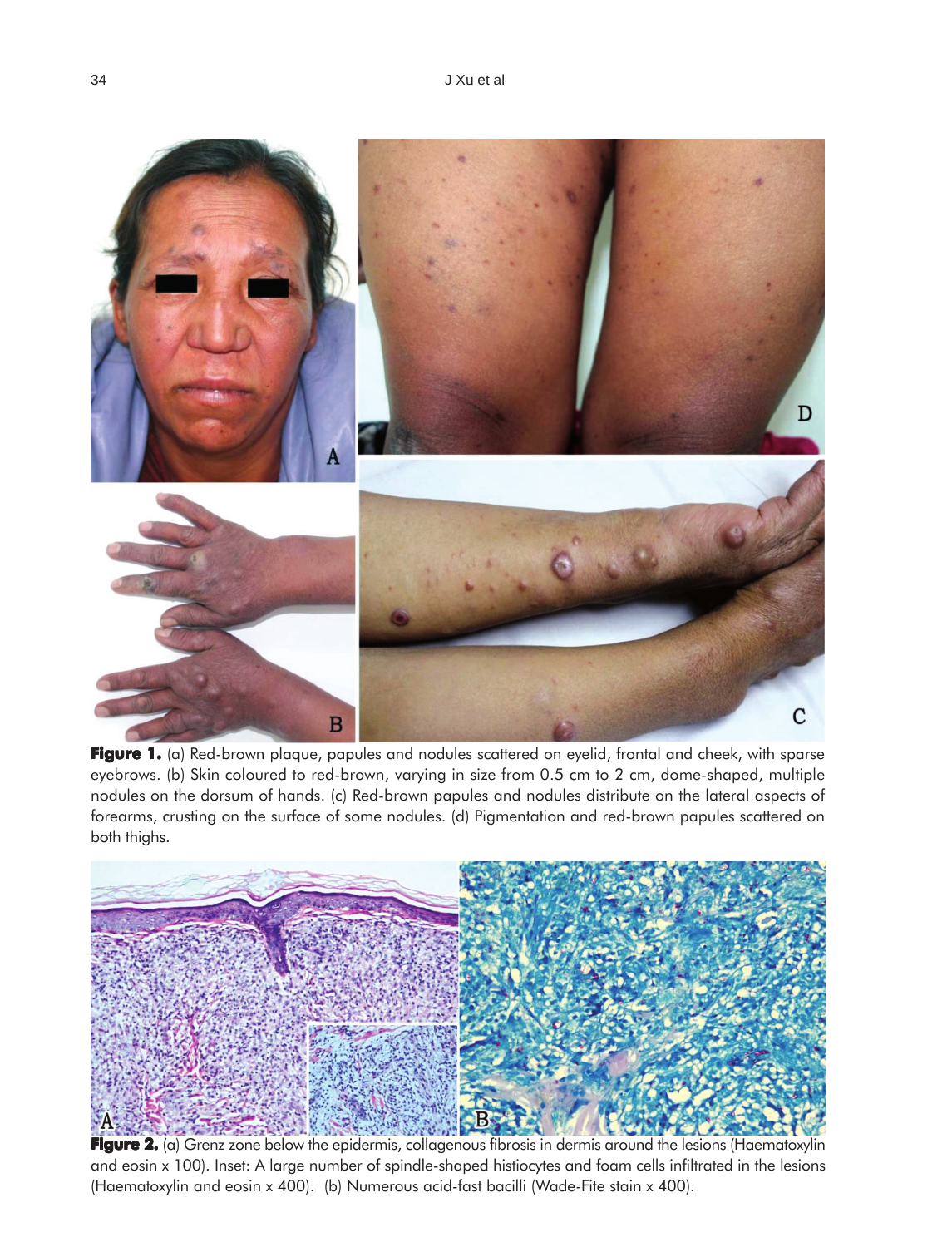**Figure 1.** (a) Red-brown plaque, papules and nodules scattered on eyelid, frontal and cheek, with sparse eyebrows. (b) Skin coloured to red-brown, varying in size from 0.5 cm to 2 cm, dome-shaped, multiple nodules on the dorsum of hands. (c) Red-brown papules and nodules distribute on the lateral aspects of forearms, crusting on the surface of some nodules. (d) Pigmentation and red-brown papules scattered on both thighs.

**Figure 2.** (a) Grenz zone below the epidermis, collagenous fibrosis in dermis around the lesions (Haematoxylin and eosin x 100). Inset: A large number of spindle-shaped histiocytes and foam cells infiltrated in the lesions (Haematoxylin and eosin x 400). (b) Numerous acid-fast bacilli (Wade-Fite stain x 400).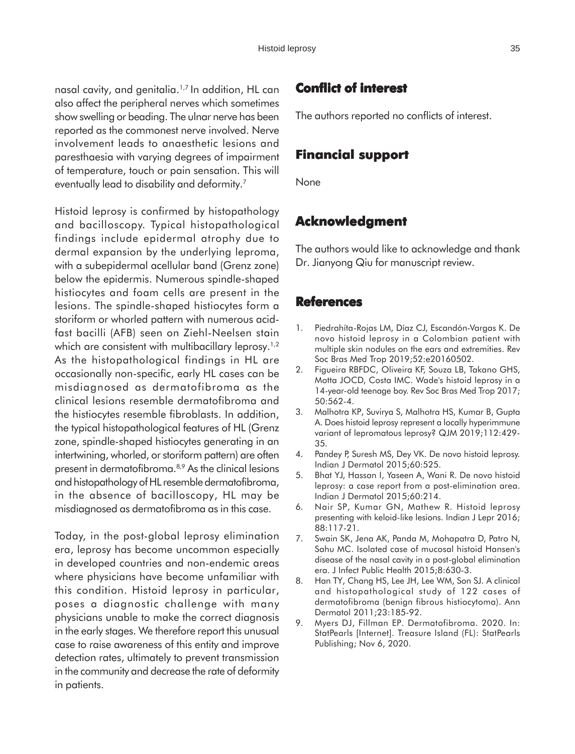nasal cavity, and genitalia.[1,7] In addition, HL can also affect the peripheral nerves which sometimes show swelling or beading. The ulnar nerve has been reported as the commonest nerve involved. Nerve involvement leads to anaesthetic lesions and paresthaesia with varying degrees of impairment of temperature, touch or pain sensation. This will eventually lead to disability and deformity.[7]

Histoid leprosy is confirmed by histopathology and bacilloscopy. Typical histopathological findings include epidermal atrophy due to dermal expansion by the underlying leproma, with a subepidermal acellular band (Grenz zone) below the epidermis. Numerous spindle-shaped histiocytes and foam cells are present in the lesions. The spindle-shaped histiocytes form a storiform or whorled pattern with numerous acid-fast bacilli (AFB) seen on Ziehl-Neelsen stain which are consistent with multibacillary leprosy.[1,2] As the histopathological findings in HL are occasionally non-specific, early HL cases can be misdiagnosed as dermatofibroma as the clinical lesions resemble dermatofibroma and the histiocytes resemble fibroblasts. In addition, the typical histopathological features of HL (Grenz zone, spindle-shaped histiocytes generating in an intertwining, whorled, or storiform pattern) are often present in dermatofibroma.[8,9] As the clinical lesions and histopathology of HL resemble dermatofibroma, in the absence of bacilloscopy, HL may be misdiagnosed as dermatofibroma as in this case.

Today, in the post-global leprosy elimination era, leprosy has become uncommon especially in developed countries and non-endemic areas where physicians have become unfamiliar with this condition. Histoid leprosy in particular, poses a diagnostic challenge with many physicians unable to make the correct diagnosis in the early stages. We therefore report this unusual case to raise awareness of this entity and improve detection rates, ultimately to prevent transmission in the community and decrease the rate of deformity in patients.

## Conflict of interest

The authors reported no conflicts of interest.

## Financial support

None

## Acknowledgment

The authors would like to acknowledge and thank Dr. Jianyong Qiu for manuscript review.

## References

1. Piedrahíta-Rojas LM, Díaz CJ, Escandón-Vargas K. De novo histoid leprosy in a Colombian patient with multiple skin nodules on the ears and extremities. Rev Soc Bras Med Trop 2019;52:e20160502.
2. Figueira RBFDC, Oliveira KF, Souza LB, Takano GHS, Motta JOCD, Costa IMC. Wade's histoid leprosy in a 14-year-old teenage boy. Rev Soc Bras Med Trop 2017; 50:562-4.
3. Malhotra KP, Suvirya S, Malhotra HS, Kumar B, Gupta A. Does histoid leprosy represent a locally hyperimmune variant of lepromatous leprosy? QJM 2019;112:429-35.
4. Pandey P, Suresh MS, Dey VK. De novo histoid leprosy. Indian J Dermatol 2015;60:525.
5. Bhat YJ, Hassan I, Yaseen A, Wani R. De novo histoid leprosy: a case report from a post-elimination area. Indian J Dermatol 2015;60:214.
6. Nair SP, Kumar GN, Mathew R. Histoid leprosy presenting with keloid-like lesions. Indian J Lepr 2016; 88:117-21.
7. Swain SK, Jena AK, Panda M, Mohapatra D, Patro N, Sahu MC. Isolated case of mucosal histoid Hansen's disease of the nasal cavity in a post-global elimination era. J Infect Public Health 2015;8:630-3.
8. Han TY, Chang HS, Lee JH, Lee WM, Son SJ. A clinical and histopathological study of 122 cases of dermatofibroma (benign fibrous histiocytoma). Ann Dermatol 2011;23:185-92.
9. Myers DJ, Fillman EP. Dermatofibroma. 2020. In: StatPearls [Internet]. Treasure Island (FL): StatPearls Publishing; Nov 6, 2020.